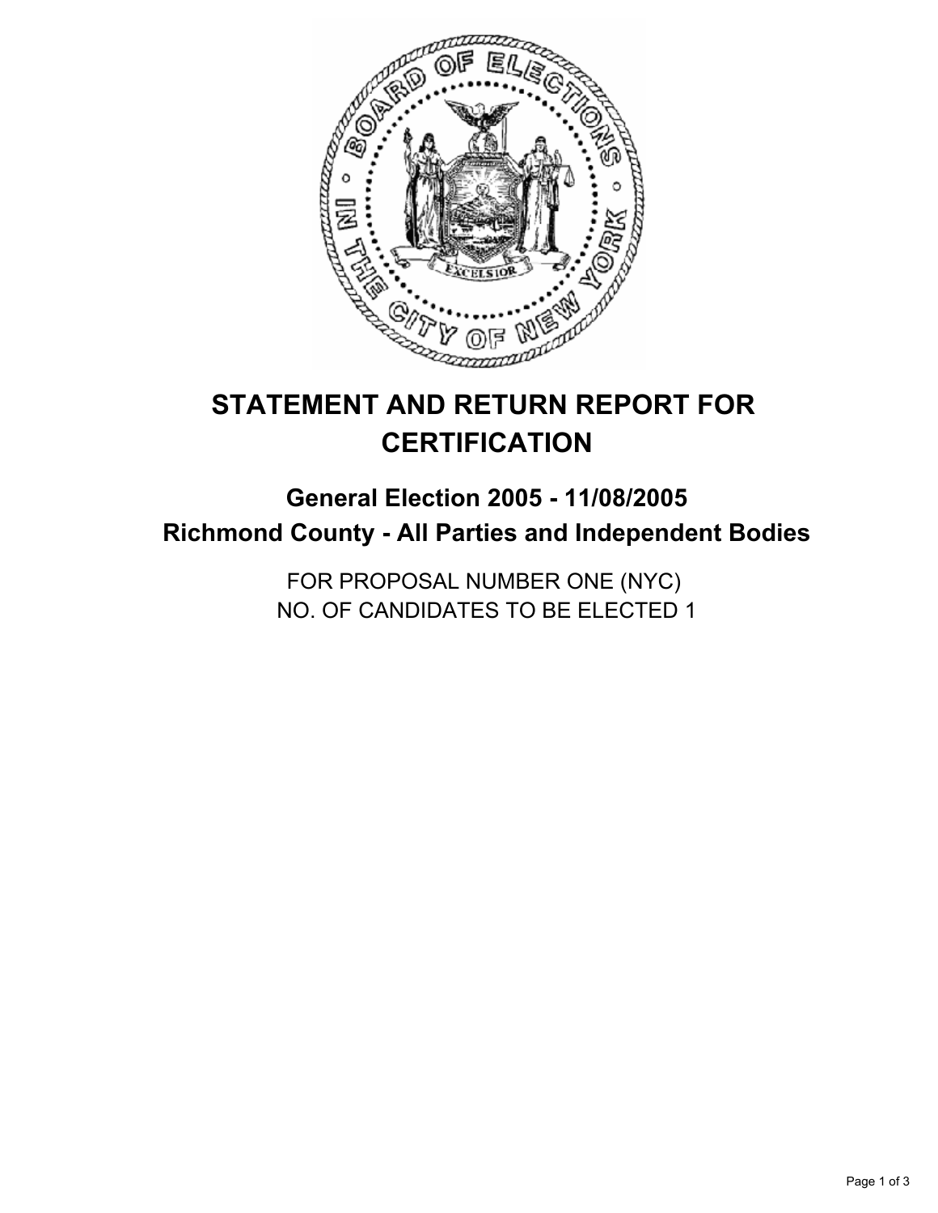# STATEMENT AND RETURN REPORT FOR CERTIFICATION

## General Election 2005 - 11/08/2005
## Richmond County - All Parties and Independent Bodies

FOR PROPOSAL NUMBER ONE (NYC)
NO. OF CANDIDATES TO BE ELECTED 1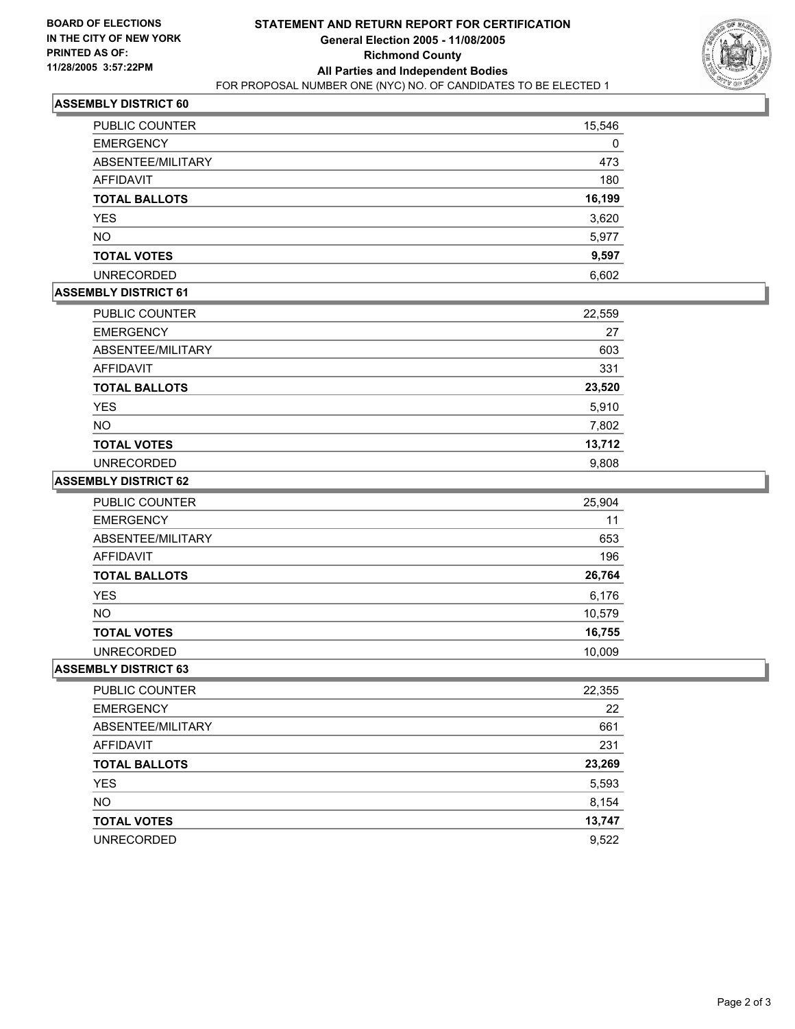**BOARD OF ELECTIONS IN THE CITY OF NEW YORK PRINTED AS OF: 11/28/2005 3:57:22PM**

# STATEMENT AND RETURN REPORT FOR CERTIFICATION
## General Election 2005 - 11/08/2005
## Richmond County
## All Parties and Independent Bodies
FOR PROPOSAL NUMBER ONE (NYC) NO. OF CANDIDATES TO BE ELECTED 1

### ASSEMBLY DISTRICT 60

| | |
|---|---|
| PUBLIC COUNTER | 15,546 |
| EMERGENCY | 0 |
| ABSENTEE/MILITARY | 473 |
| AFFIDAVIT | 180 |
| **TOTAL BALLOTS** | **16,199** |
| YES | 3,620 |
| NO | 5,977 |
| **TOTAL VOTES** | **9,597** |
| UNRECORDED | 6,602 |

### ASSEMBLY DISTRICT 61

| | |
|---|---|
| PUBLIC COUNTER | 22,559 |
| EMERGENCY | 27 |
| ABSENTEE/MILITARY | 603 |
| AFFIDAVIT | 331 |
| **TOTAL BALLOTS** | **23,520** |
| YES | 5,910 |
| NO | 7,802 |
| **TOTAL VOTES** | **13,712** |
| UNRECORDED | 9,808 |

### ASSEMBLY DISTRICT 62

| | |
|---|---|
| PUBLIC COUNTER | 25,904 |
| EMERGENCY | 11 |
| ABSENTEE/MILITARY | 653 |
| AFFIDAVIT | 196 |
| **TOTAL BALLOTS** | **26,764** |
| YES | 6,176 |
| NO | 10,579 |
| **TOTAL VOTES** | **16,755** |
| UNRECORDED | 10,009 |

### ASSEMBLY DISTRICT 63

| | |
|---|---|
| PUBLIC COUNTER | 22,355 |
| EMERGENCY | 22 |
| ABSENTEE/MILITARY | 661 |
| AFFIDAVIT | 231 |
| **TOTAL BALLOTS** | **23,269** |
| YES | 5,593 |
| NO | 8,154 |
| **TOTAL VOTES** | **13,747** |
| UNRECORDED | 9,522 |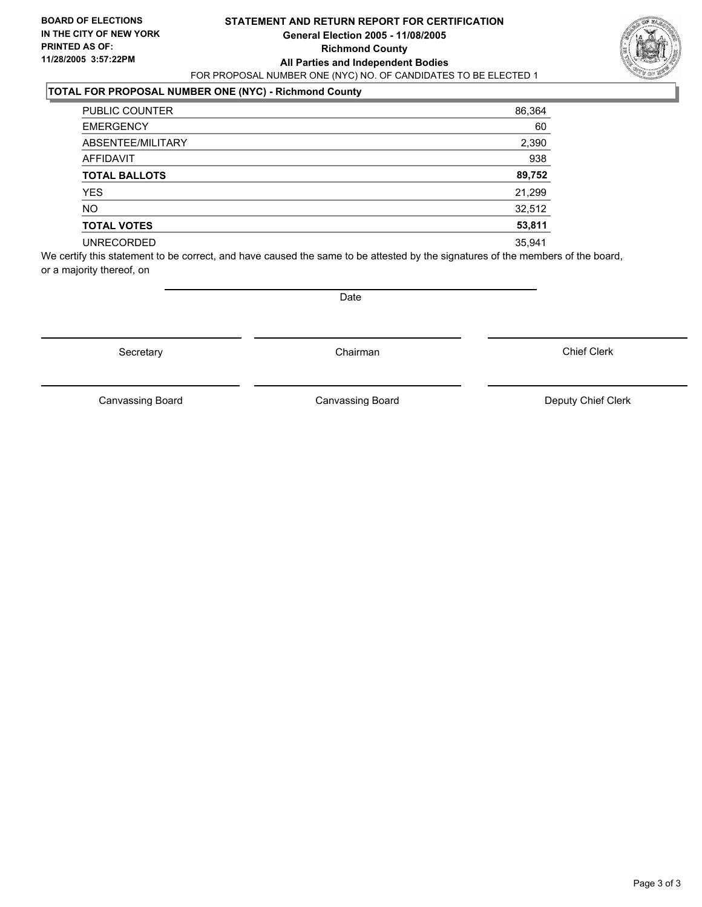**BOARD OF ELECTIONS IN THE CITY OF NEW YORK**
**PRINTED AS OF: 11/28/2005 3:57:22PM**

**STATEMENT AND RETURN REPORT FOR CERTIFICATION**
**General Election 2005 - 11/08/2005**
**Richmond County**
**All Parties and Independent Bodies**
FOR PROPOSAL NUMBER ONE (NYC) NO. OF CANDIDATES TO BE ELECTED 1

## TOTAL FOR PROPOSAL NUMBER ONE (NYC) - Richmond County

| | |
|---|---|
| PUBLIC COUNTER | 86,364 |
| EMERGENCY | 60 |
| ABSENTEE/MILITARY | 2,390 |
| AFFIDAVIT | 938 |
| **TOTAL BALLOTS** | **89,752** |
| YES | 21,299 |
| NO | 32,512 |
| **TOTAL VOTES** | **53,811** |
| UNRECORDED | 35,941 |

We certify this statement to be correct, and have caused the same to be attested by the signatures of the members of the board, or a majority thereof, on

Date

Secretary

Chairman

Chief Clerk

Canvassing Board

Canvassing Board

Deputy Chief Clerk